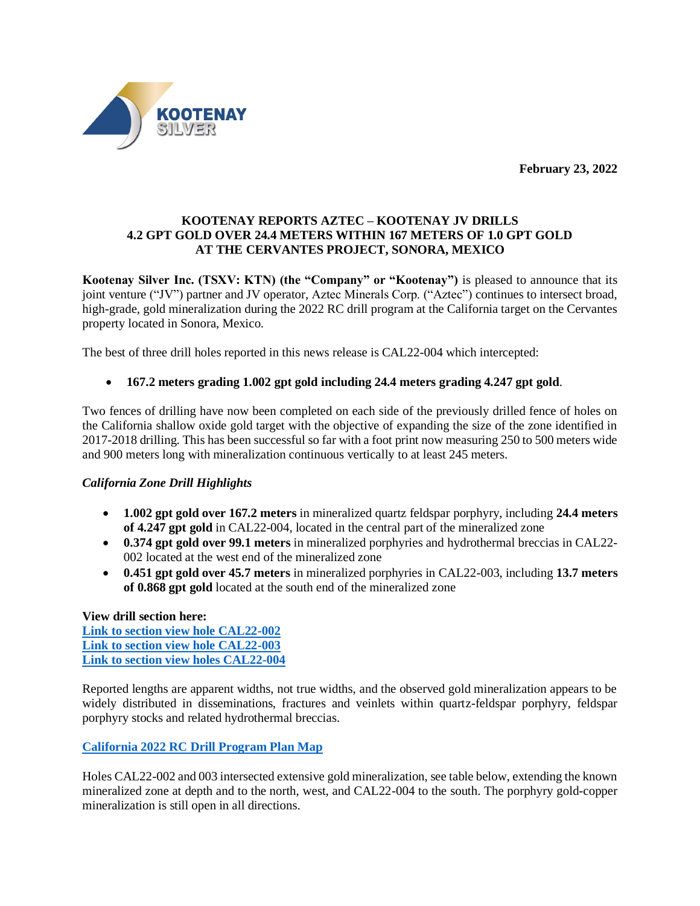February 23, 2022

# KOOTENAY REPORTS AZTEC – KOOTENAY JV DRILLS 4.2 GPT GOLD OVER 24.4 METERS WITHIN 167 METERS OF 1.0 GPT GOLD AT THE CERVANTES PROJECT, SONORA, MEXICO

**Kootenay Silver Inc. (TSXV: KTN) (the "Company" or "Kootenay")** is pleased to announce that its joint venture ("JV") partner and JV operator, Aztec Minerals Corp. ("Aztec") continues to intersect broad, high-grade, gold mineralization during the 2022 RC drill program at the California target on the Cervantes property located in Sonora, Mexico.

The best of three drill holes reported in this news release is CAL22-004 which intercepted:

- **167.2 meters grading 1.002 gpt gold including 24.4 meters grading 4.247 gpt gold**.

Two fences of drilling have now been completed on each side of the previously drilled fence of holes on the California shallow oxide gold target with the objective of expanding the size of the zone identified in 2017-2018 drilling. This has been successful so far with a foot print now measuring 250 to 500 meters wide and 900 meters long with mineralization continuous vertically to at least 245 meters.

### *California Zone Drill Highlights*

- **1.002 gpt gold over 167.2 meters** in mineralized quartz feldspar porphyry, including **24.4 meters of 4.247 gpt gold** in CAL22-004, located in the central part of the mineralized zone
- **0.374 gpt gold over 99.1 meters** in mineralized porphyries and hydrothermal breccias in CAL22-002 located at the west end of the mineralized zone
- **0.451 gpt gold over 45.7 meters** in mineralized porphyries in CAL22-003, including **13.7 meters of 0.868 gpt gold** located at the south end of the mineralized zone

**View drill section here:**
**Link to section view hole CAL22-002**
**Link to section view hole CAL22-003**
**Link to section view holes CAL22-004**

Reported lengths are apparent widths, not true widths, and the observed gold mineralization appears to be widely distributed in disseminations, fractures and veinlets within quartz-feldspar porphyry, feldspar porphyry stocks and related hydrothermal breccias.

**California 2022 RC Drill Program Plan Map**

Holes CAL22-002 and 003 intersected extensive gold mineralization, see table below, extending the known mineralized zone at depth and to the north, west, and CAL22-004 to the south. The porphyry gold-copper mineralization is still open in all directions.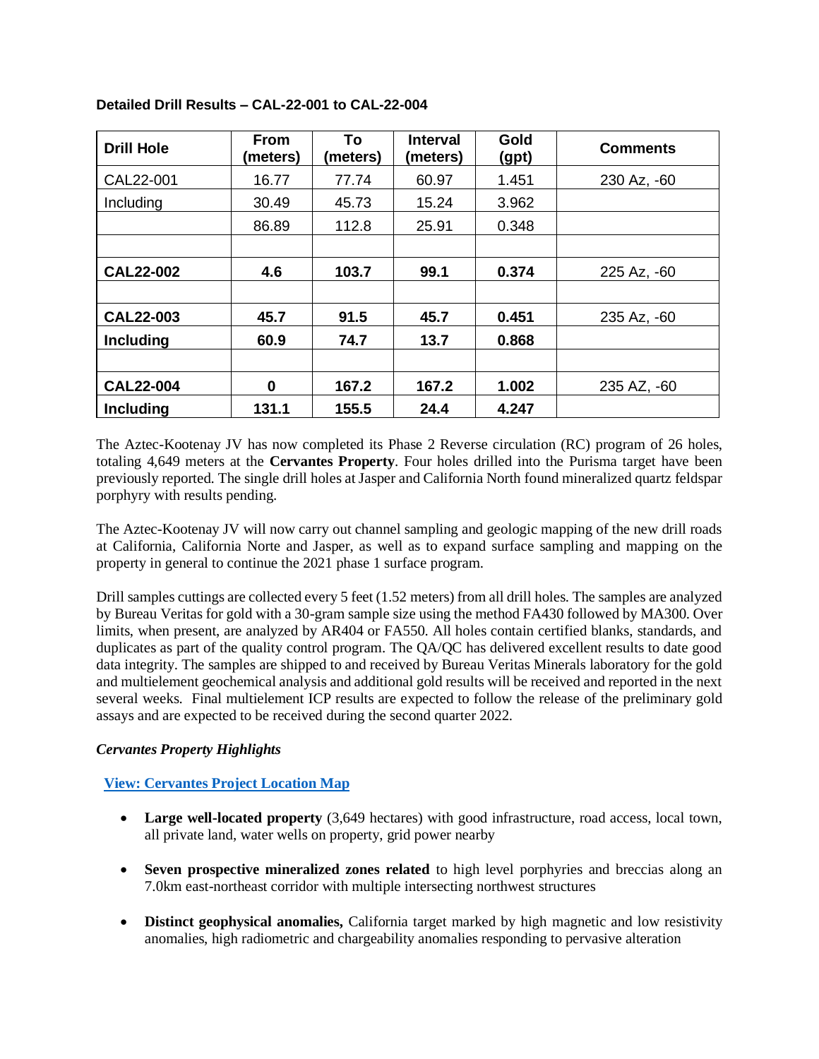**Detailed Drill Results – CAL-22-001 to CAL-22-004**

| Drill Hole | From (meters) | To (meters) | Interval (meters) | Gold (gpt) | Comments |
|---|---|---|---|---|---|
| CAL22-001 | 16.77 | 77.74 | 60.97 | 1.451 | 230 Az, -60 |
| Including | 30.49 | 45.73 | 15.24 | 3.962 | |
| | 86.89 | 112.8 | 25.91 | 0.348 | |
| | | | | | |
| **CAL22-002** | **4.6** | **103.7** | **99.1** | **0.374** | 225 Az, -60 |
| | | | | | |
| **CAL22-003** | **45.7** | **91.5** | **45.7** | **0.451** | 235 Az, -60 |
| **Including** | **60.9** | **74.7** | **13.7** | **0.868** | |
| | | | | | |
| **CAL22-004** | **0** | **167.2** | **167.2** | **1.002** | 235 AZ, -60 |
| **Including** | **131.1** | **155.5** | **24.4** | **4.247** | |

The Aztec-Kootenay JV has now completed its Phase 2 Reverse circulation (RC) program of 26 holes, totaling 4,649 meters at the **Cervantes Property**. Four holes drilled into the Purisma target have been previously reported. The single drill holes at Jasper and California North found mineralized quartz feldspar porphyry with results pending.

The Aztec-Kootenay JV will now carry out channel sampling and geologic mapping of the new drill roads at California, California Norte and Jasper, as well as to expand surface sampling and mapping on the property in general to continue the 2021 phase 1 surface program.

Drill samples cuttings are collected every 5 feet (1.52 meters) from all drill holes. The samples are analyzed by Bureau Veritas for gold with a 30-gram sample size using the method FA430 followed by MA300. Over limits, when present, are analyzed by AR404 or FA550. All holes contain certified blanks, standards, and duplicates as part of the quality control program. The QA/QC has delivered excellent results to date good data integrity. The samples are shipped to and received by Bureau Veritas Minerals laboratory for the gold and multielement geochemical analysis and additional gold results will be received and reported in the next several weeks. Final multielement ICP results are expected to follow the release of the preliminary gold assays and are expected to be received during the second quarter 2022.

***Cervantes Property Highlights***

**View: Cervantes Project Location Map**

- **Large well-located property** (3,649 hectares) with good infrastructure, road access, local town, all private land, water wells on property, grid power nearby
- **Seven prospective mineralized zones related** to high level porphyries and breccias along an 7.0km east-northeast corridor with multiple intersecting northwest structures
- **Distinct geophysical anomalies,** California target marked by high magnetic and low resistivity anomalies, high radiometric and chargeability anomalies responding to pervasive alteration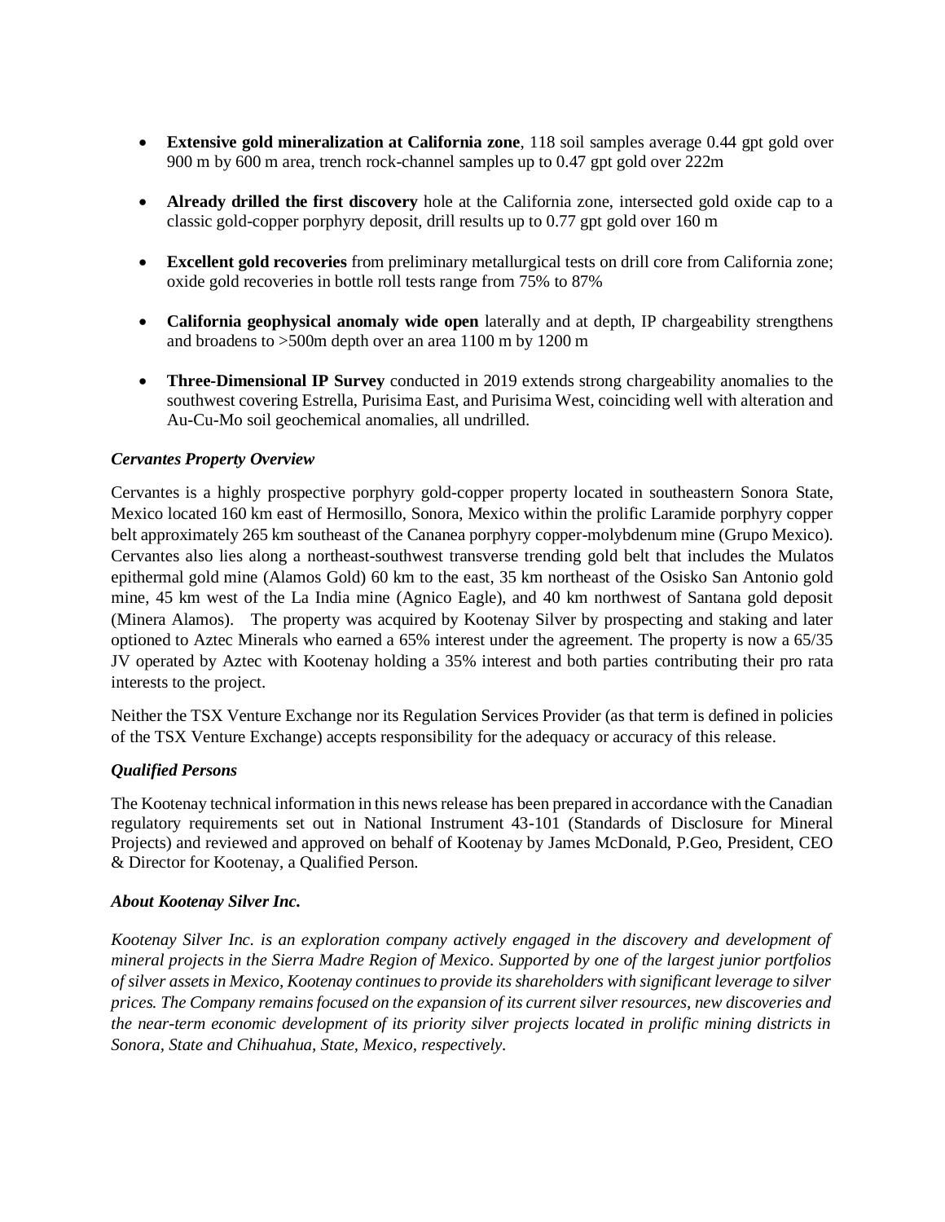- **Extensive gold mineralization at California zone**, 118 soil samples average 0.44 gpt gold over 900 m by 600 m area, trench rock-channel samples up to 0.47 gpt gold over 222m

- **Already drilled the first discovery** hole at the California zone, intersected gold oxide cap to a classic gold-copper porphyry deposit, drill results up to 0.77 gpt gold over 160 m

- **Excellent gold recoveries** from preliminary metallurgical tests on drill core from California zone; oxide gold recoveries in bottle roll tests range from 75% to 87%

- **California geophysical anomaly wide open** laterally and at depth, IP chargeability strengthens and broadens to >500m depth over an area 1100 m by 1200 m

- **Three-Dimensional IP Survey** conducted in 2019 extends strong chargeability anomalies to the southwest covering Estrella, Purisima East, and Purisima West, coinciding well with alteration and Au-Cu-Mo soil geochemical anomalies, all undrilled.

### *Cervantes Property Overview*

Cervantes is a highly prospective porphyry gold-copper property located in southeastern Sonora State, Mexico located 160 km east of Hermosillo, Sonora, Mexico within the prolific Laramide porphyry copper belt approximately 265 km southeast of the Cananea porphyry copper-molybdenum mine (Grupo Mexico). Cervantes also lies along a northeast-southwest transverse trending gold belt that includes the Mulatos epithermal gold mine (Alamos Gold) 60 km to the east, 35 km northeast of the Osisko San Antonio gold mine, 45 km west of the La India mine (Agnico Eagle), and 40 km northwest of Santana gold deposit (Minera Alamos). The property was acquired by Kootenay Silver by prospecting and staking and later optioned to Aztec Minerals who earned a 65% interest under the agreement. The property is now a 65/35 JV operated by Aztec with Kootenay holding a 35% interest and both parties contributing their pro rata interests to the project.

Neither the TSX Venture Exchange nor its Regulation Services Provider (as that term is defined in policies of the TSX Venture Exchange) accepts responsibility for the adequacy or accuracy of this release.

### *Qualified Persons*

The Kootenay technical information in this news release has been prepared in accordance with the Canadian regulatory requirements set out in National Instrument 43-101 (Standards of Disclosure for Mineral Projects) and reviewed and approved on behalf of Kootenay by James McDonald, P.Geo, President, CEO & Director for Kootenay, a Qualified Person.

### *About Kootenay Silver Inc.*

*Kootenay Silver Inc. is an exploration company actively engaged in the discovery and development of mineral projects in the Sierra Madre Region of Mexico. Supported by one of the largest junior portfolios of silver assets in Mexico, Kootenay continues to provide its shareholders with significant leverage to silver prices. The Company remains focused on the expansion of its current silver resources, new discoveries and the near-term economic development of its priority silver projects located in prolific mining districts in Sonora, State and Chihuahua, State, Mexico, respectively.*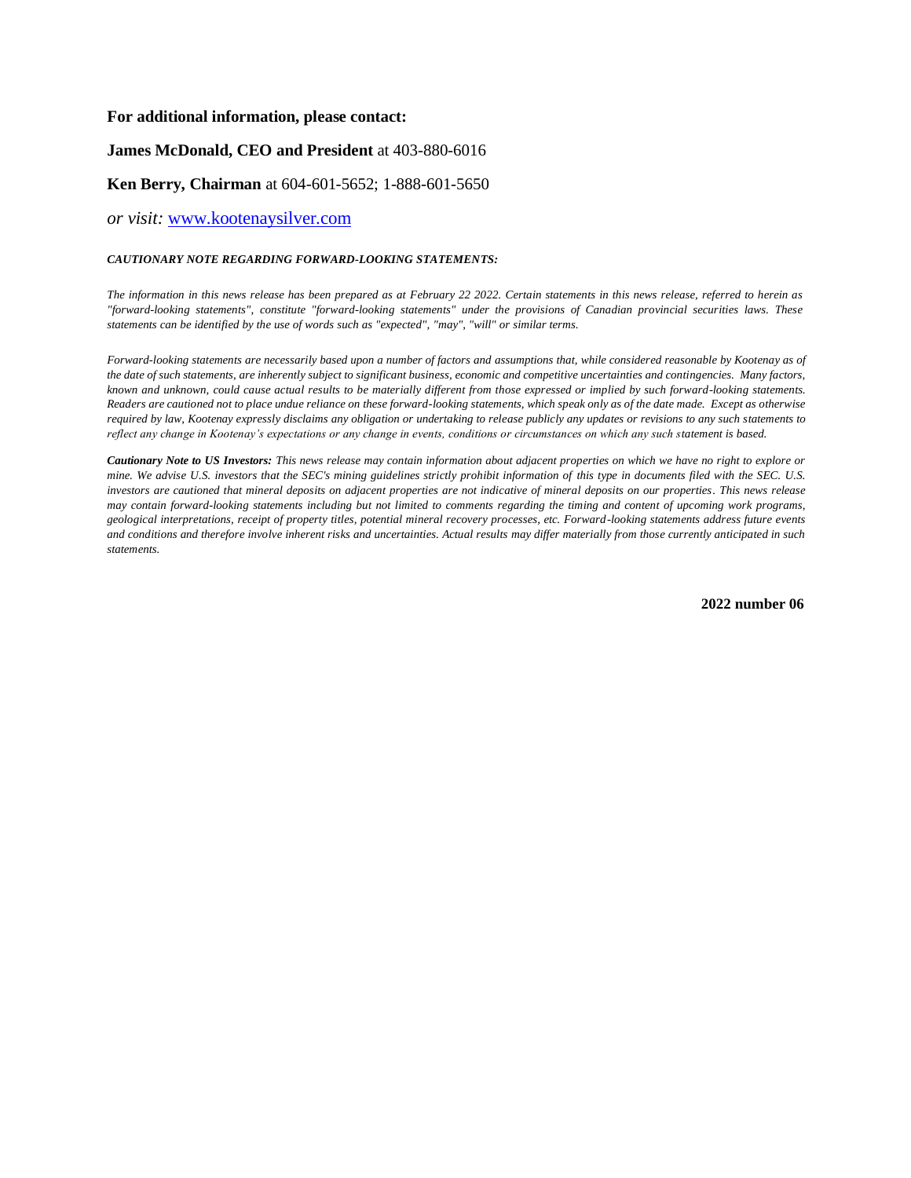**For additional information, please contact:**

**James McDonald, CEO and President** at 403-880-6016

**Ken Berry, Chairman** at 604-601-5652; 1-888-601-5650

*or visit:* [www.kootenaysilver.com](http://www.kootenaysilver.com)

***CAUTIONARY NOTE REGARDING FORWARD-LOOKING STATEMENTS:***

*The information in this news release has been prepared as at February 22 2022. Certain statements in this news release, referred to herein as "forward-looking statements", constitute "forward-looking statements" under the provisions of Canadian provincial securities laws. These statements can be identified by the use of words such as "expected", "may", "will" or similar terms.*

*Forward-looking statements are necessarily based upon a number of factors and assumptions that, while considered reasonable by Kootenay as of the date of such statements, are inherently subject to significant business, economic and competitive uncertainties and contingencies. Many factors, known and unknown, could cause actual results to be materially different from those expressed or implied by such forward-looking statements. Readers are cautioned not to place undue reliance on these forward-looking statements, which speak only as of the date made. Except as otherwise required by law, Kootenay expressly disclaims any obligation or undertaking to release publicly any updates or revisions to any such statements to reflect any change in Kootenay's expectations or any change in events, conditions or circumstances on which any such statement is based.*

***Cautionary Note to US Investors:*** *This news release may contain information about adjacent properties on which we have no right to explore or mine. We advise U.S. investors that the SEC's mining guidelines strictly prohibit information of this type in documents filed with the SEC. U.S. investors are cautioned that mineral deposits on adjacent properties are not indicative of mineral deposits on our properties. This news release may contain forward-looking statements including but not limited to comments regarding the timing and content of upcoming work programs, geological interpretations, receipt of property titles, potential mineral recovery processes, etc. Forward-looking statements address future events and conditions and therefore involve inherent risks and uncertainties. Actual results may differ materially from those currently anticipated in such statements.*

**2022 number 06**